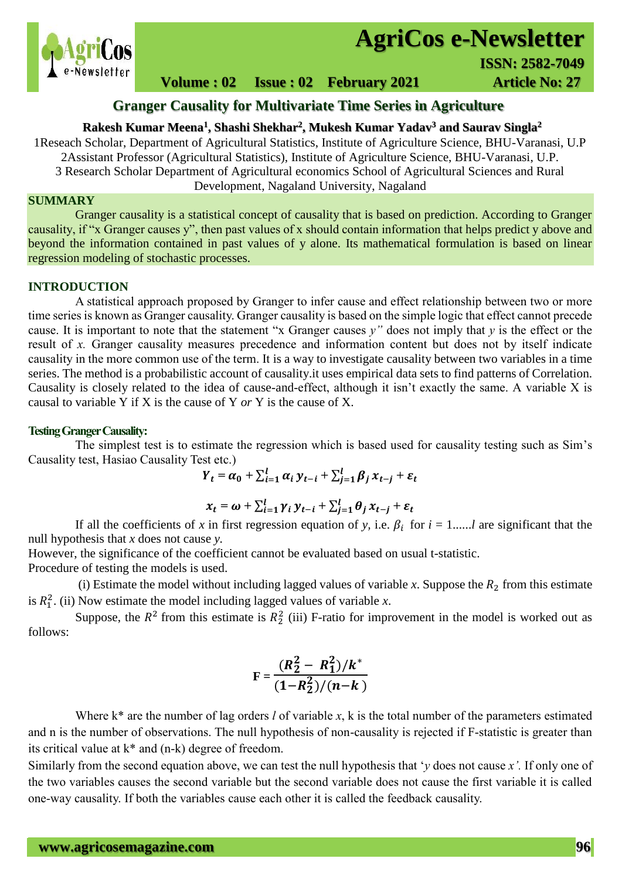# Granger Causality for Multivariate Time Series in Agriculture

**Rakesh Kumar Meena[1], Shashi Shekhar[2], Mukesh Kumar Yadav[3] and Saurav Singla[2]**

1Reseach Scholar, Department of Agricultural Statistics, Institute of Agriculture Science, BHU-Varanasi, U.P
2Assistant Professor (Agricultural Statistics), Institute of Agriculture Science, BHU-Varanasi, U.P.
3 Research Scholar Department of Agricultural economics School of Agricultural Sciences and Rural Development, Nagaland University, Nagaland

## SUMMARY

Granger causality is a statistical concept of causality that is based on prediction. According to Granger causality, if "x Granger causes y", then past values of x should contain information that helps predict y above and beyond the information contained in past values of y alone. Its mathematical formulation is based on linear regression modeling of stochastic processes.

## INTRODUCTION

A statistical approach proposed by Granger to infer cause and effect relationship between two or more time series is known as Granger causality. Granger causality is based on the simple logic that effect cannot precede cause. It is important to note that the statement "x Granger causes *y"* does not imply that *y* is the effect or the result of *x.* Granger causality measures precedence and information content but does not by itself indicate causality in the more common use of the term. It is a way to investigate causality between two variables in a time series. The method is a probabilistic account of causality.it uses empirical data sets to find patterns of Correlation. Causality is closely related to the idea of cause-and-effect, although it isn't exactly the same. A variable X is causal to variable Y if X is the cause of Y *or* Y is the cause of X.

### Testing Granger Causality:

The simplest test is to estimate the regression which is based used for causality testing such as Sim's Causality test, Hasiao Causality Test etc.)

$$Y_t = \alpha_0 + \sum_{i=1}^{l} \alpha_i \, y_{t-i} + \sum_{j=1}^{l} \beta_j \, x_{t-j} + \varepsilon_t$$

$$x_t = \omega + \sum_{i=1}^{l} \gamma_i \, y_{t-i} + \sum_{j=1}^{l} \theta_j \, x_{t-j} + \varepsilon_t$$

If all the coefficients of *x* in first regression equation of *y,* i.e. $\beta_i$ for *i* = 1......*l* are significant that the null hypothesis that *x* does not cause *y.*

However, the significance of the coefficient cannot be evaluated based on usual t-statistic.

Procedure of testing the models is used.

(i) Estimate the model without including lagged values of variable *x*. Suppose the $R_2$ from this estimate is $R_1^2$. (ii) Now estimate the model including lagged values of variable *x*.

Suppose, the $R^2$ from this estimate is $R_2^2$ (iii) F-ratio for improvement in the model is worked out as follows:

$$F = \frac{(R_2^2 - R_1^2)/k^*}{(1-R_2^2)/(n-k)}$$

Where k* are the number of lag orders *l* of variable *x*, k is the total number of the parameters estimated and n is the number of observations. The null hypothesis of non-causality is rejected if F-statistic is greater than its critical value at k* and (n-k) degree of freedom.

Similarly from the second equation above, we can test the null hypothesis that '*y* does not cause *x'.* If only one of the two variables causes the second variable but the second variable does not cause the first variable it is called one-way causality. If both the variables cause each other it is called the feedback causality.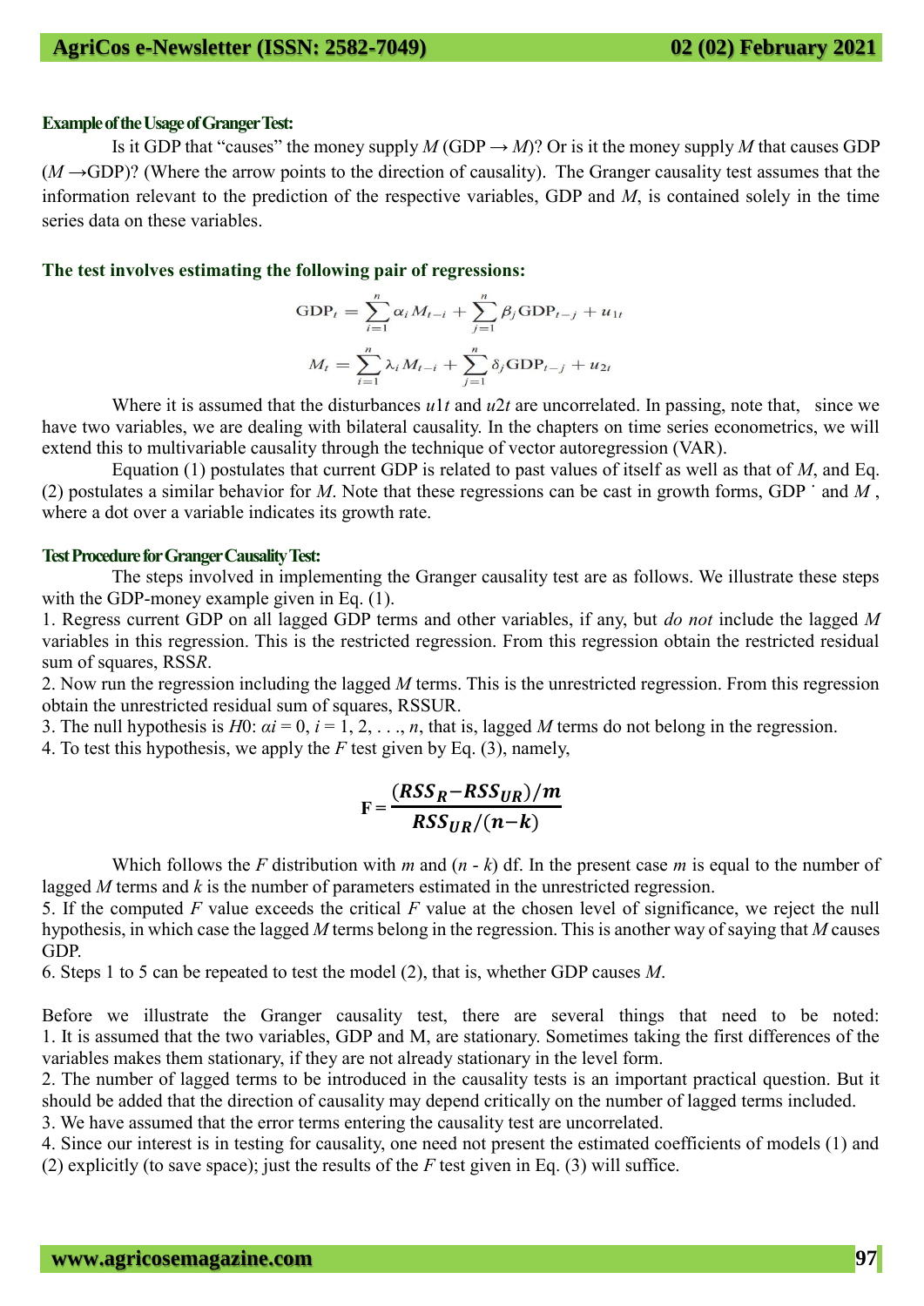**Example of the Usage of Granger Test:**

Is it GDP that "causes" the money supply $M$ (GDP → $M$)? Or is it the money supply $M$ that causes GDP ($M$ →GDP)? (Where the arrow points to the direction of causality). The Granger causality test assumes that the information relevant to the prediction of the respective variables, GDP and $M$, is contained solely in the time series data on these variables.

**The test involves estimating the following pair of regressions:**

$$\text{GDP}_t = \sum_{i=1}^{n} \alpha_i M_{t-i} + \sum_{j=1}^{n} \beta_j \text{GDP}_{t-j} + u_{1t}$$

$$M_t = \sum_{i=1}^{n} \lambda_i M_{t-i} + \sum_{j=1}^{n} \delta_j \text{GDP}_{t-j} + u_{2t}$$

Where it is assumed that the disturbances $u_{1t}$ and $u_{2t}$ are uncorrelated. In passing, note that, since we have two variables, we are dealing with bilateral causality. In the chapters on time series econometrics, we will extend this to multivariable causality through the technique of vector autoregression (VAR).

Equation (1) postulates that current GDP is related to past values of itself as well as that of $M$, and Eq. (2) postulates a similar behavior for $M$. Note that these regressions can be cast in growth forms, $\dot{\text{GDP}}$ and $\dot{M}$, where a dot over a variable indicates its growth rate.

**Test Procedure for Granger Causality Test:**

The steps involved in implementing the Granger causality test are as follows. We illustrate these steps with the GDP-money example given in Eq. (1).

1. Regress current GDP on all lagged GDP terms and other variables, if any, but *do not* include the lagged $M$ variables in this regression. This is the restricted regression. From this regression obtain the restricted residual sum of squares, $RSS_R$.
2. Now run the regression including the lagged $M$ terms. This is the unrestricted regression. From this regression obtain the unrestricted residual sum of squares, $RSS_{UR}$.
3. The null hypothesis is $H_0$: $\alpha_i = 0$, $i = 1, 2, \ldots, n$, that is, lagged $M$ terms do not belong in the regression.
4. To test this hypothesis, we apply the $F$ test given by Eq. (3), namely,

$$F = \frac{(RSS_R - RSS_{UR})/m}{RSS_{UR}/(n-k)}$$

Which follows the $F$ distribution with $m$ and $(n - k)$ df. In the present case $m$ is equal to the number of lagged $M$ terms and $k$ is the number of parameters estimated in the unrestricted regression.

5. If the computed $F$ value exceeds the critical $F$ value at the chosen level of significance, we reject the null hypothesis, in which case the lagged $M$ terms belong in the regression. This is another way of saying that $M$ causes GDP.
6. Steps 1 to 5 can be repeated to test the model (2), that is, whether GDP causes $M$.

Before we illustrate the Granger causality test, there are several things that need to be noted:

1. It is assumed that the two variables, GDP and M, are stationary. Sometimes taking the first differences of the variables makes them stationary, if they are not already stationary in the level form.
2. The number of lagged terms to be introduced in the causality tests is an important practical question. But it should be added that the direction of causality may depend critically on the number of lagged terms included.
3. We have assumed that the error terms entering the causality test are uncorrelated.
4. Since our interest is in testing for causality, one need not present the estimated coefficients of models (1) and (2) explicitly (to save space); just the results of the $F$ test given in Eq. (3) will suffice.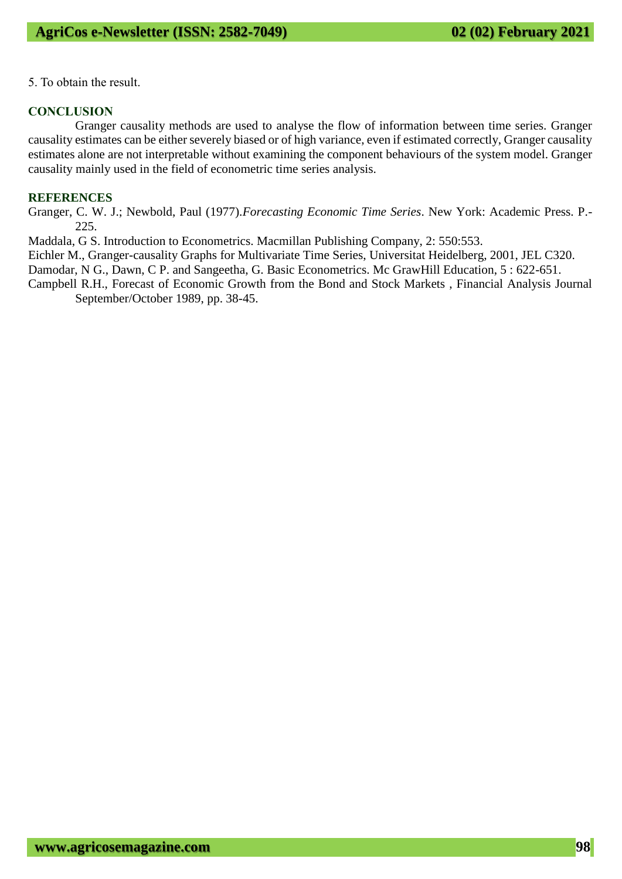5. To obtain the result.

## CONCLUSION

Granger causality methods are used to analyse the flow of information between time series. Granger causality estimates can be either severely biased or of high variance, even if estimated correctly, Granger causality estimates alone are not interpretable without examining the component behaviours of the system model. Granger causality mainly used in the field of econometric time series analysis.

## REFERENCES

Granger, C. W. J.; Newbold, Paul (1977).*Forecasting Economic Time Series*. New York: Academic Press. P.-225.

Maddala, G S. Introduction to Econometrics. Macmillan Publishing Company, 2: 550:553.

Eichler M., Granger-causality Graphs for Multivariate Time Series, Universitat Heidelberg, 2001, JEL C320.

Damodar, N G., Dawn, C P. and Sangeetha, G. Basic Econometrics. Mc GrawHill Education, 5 : 622-651.

Campbell R.H., Forecast of Economic Growth from the Bond and Stock Markets , Financial Analysis Journal September/October 1989, pp. 38-45.